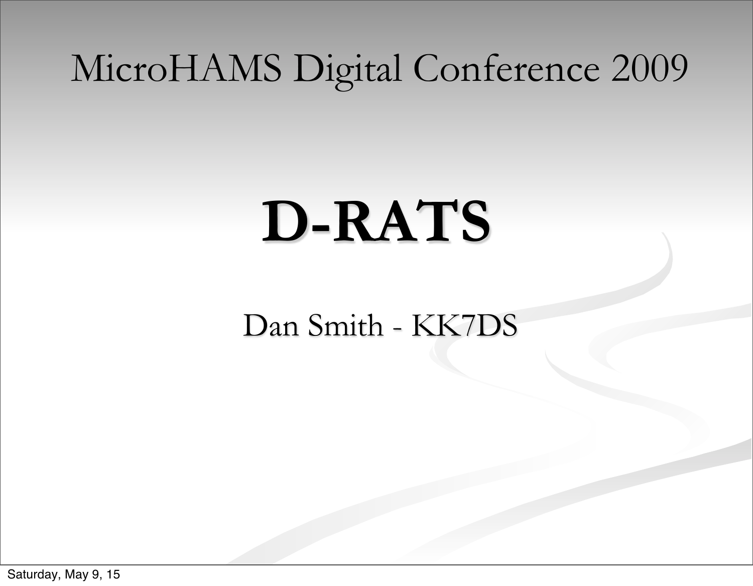MicroHAMS Digital Conference 2009

# D-RATS

Dan Smith - KK7DS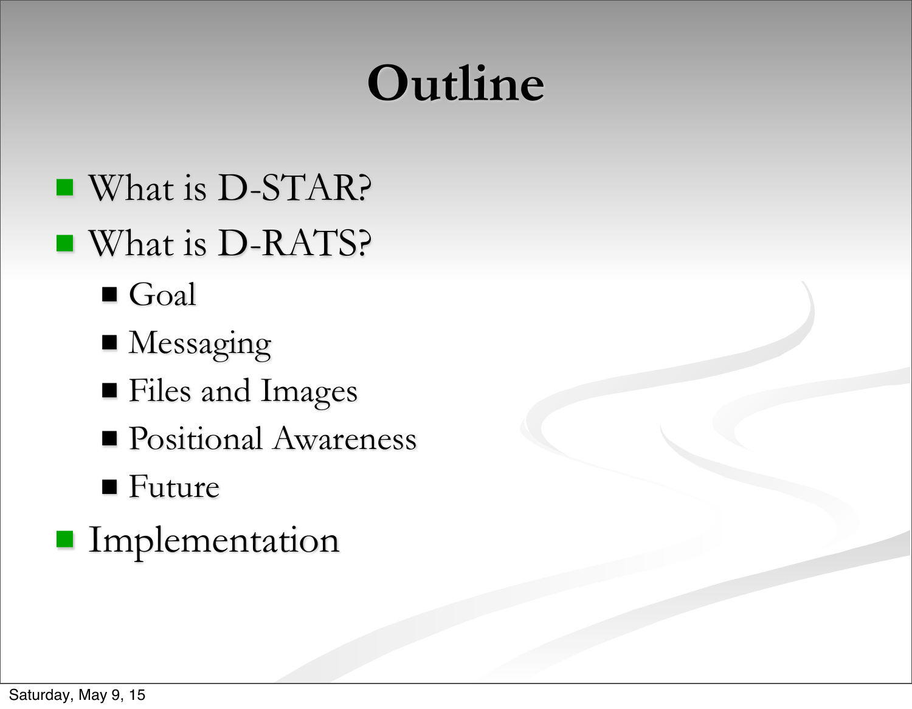# Outline

- What is D-STAR?
- What is D-RATS?
  - Goal
  - Messaging
  - Files and Images
  - Positional Awareness
  - Future
- Implementation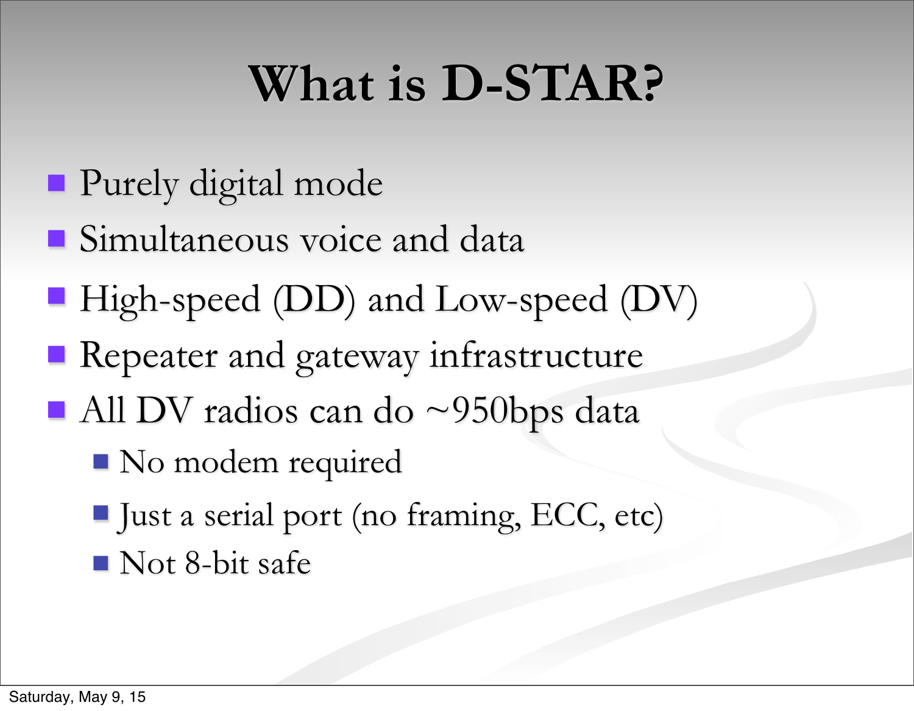# What is D-STAR?

- Purely digital mode
- Simultaneous voice and data
- High-speed (DD) and Low-speed (DV)
- Repeater and gateway infrastructure
- All DV radios can do ~950bps data
  - No modem required
  - Just a serial port (no framing, ECC, etc)
  - Not 8-bit safe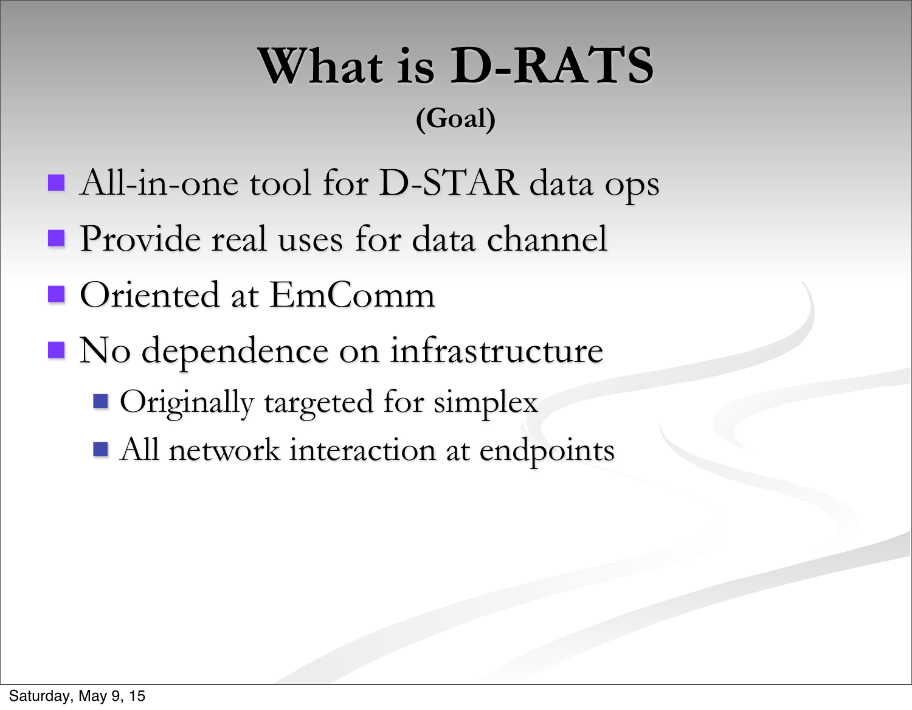# What is D-RATS

**(Goal)**

- All-in-one tool for D-STAR data ops
- Provide real uses for data channel
- Oriented at EmComm
- No dependence on infrastructure
  - Originally targeted for simplex
  - All network interaction at endpoints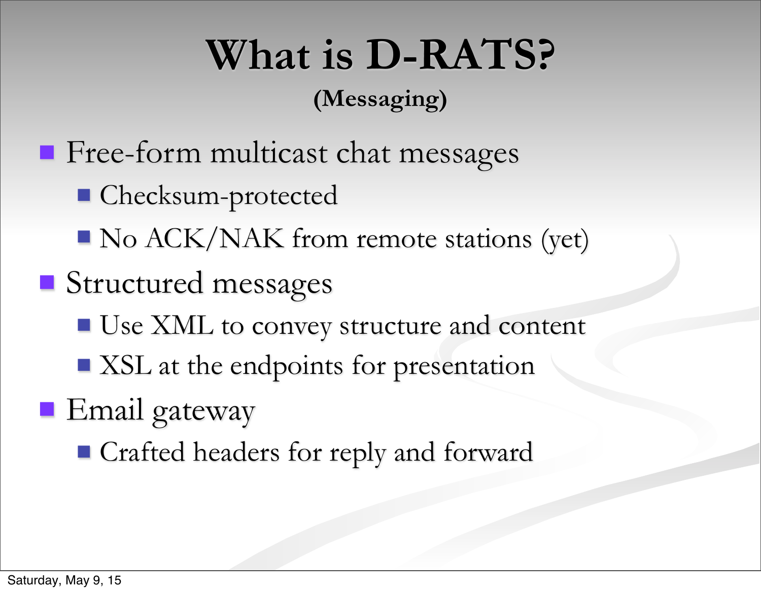# What is D-RATS?

**(Messaging)**

- Free-form multicast chat messages
  - Checksum-protected
  - No ACK/NAK from remote stations (yet)
- Structured messages
  - Use XML to convey structure and content
  - XSL at the endpoints for presentation
- Email gateway
  - Crafted headers for reply and forward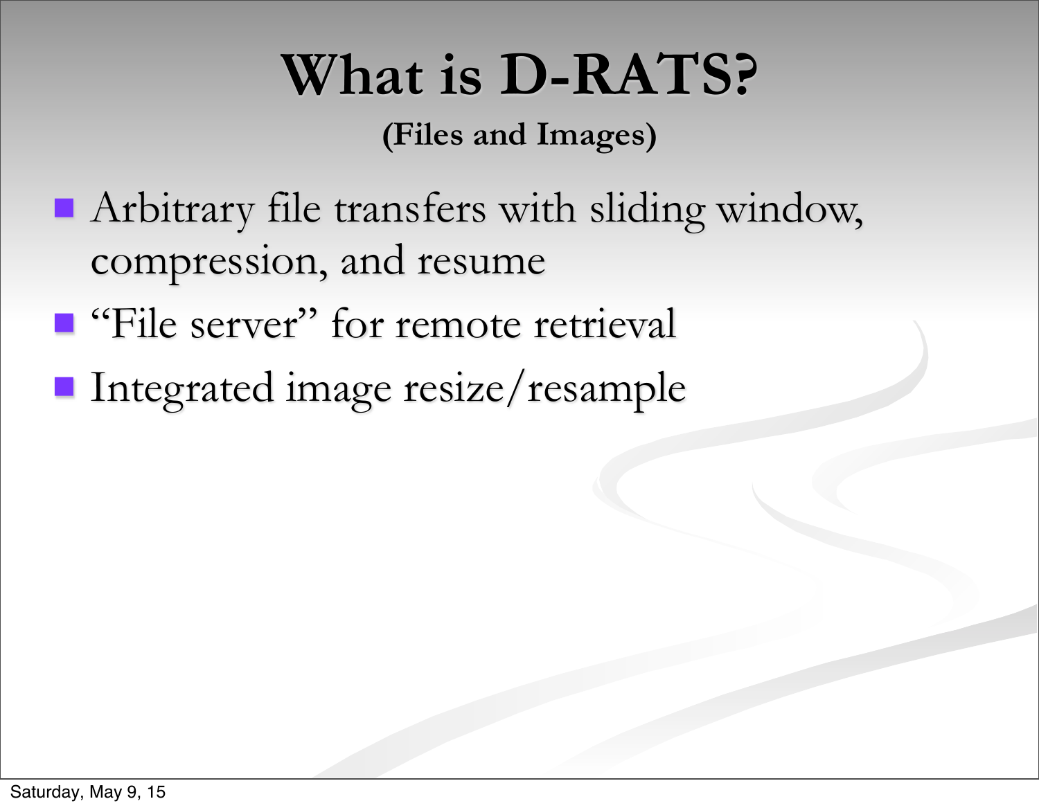# What is D-RATS?

**(Files and Images)**

- Arbitrary file transfers with sliding window, compression, and resume
- "File server" for remote retrieval
- Integrated image resize/resample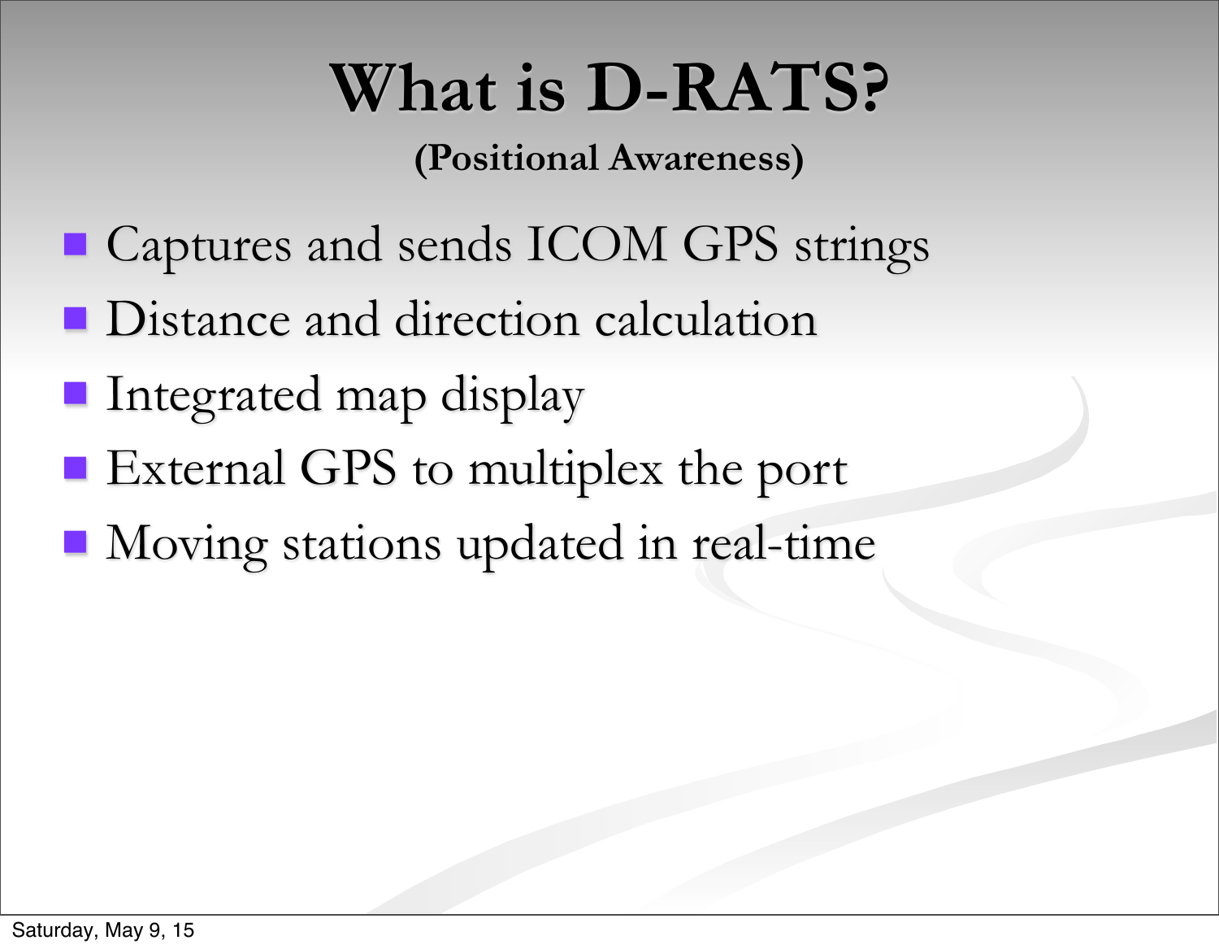# What is D-RATS?

**(Positional Awareness)**

- Captures and sends ICOM GPS strings
- Distance and direction calculation
- Integrated map display
- External GPS to multiplex the port
- Moving stations updated in real-time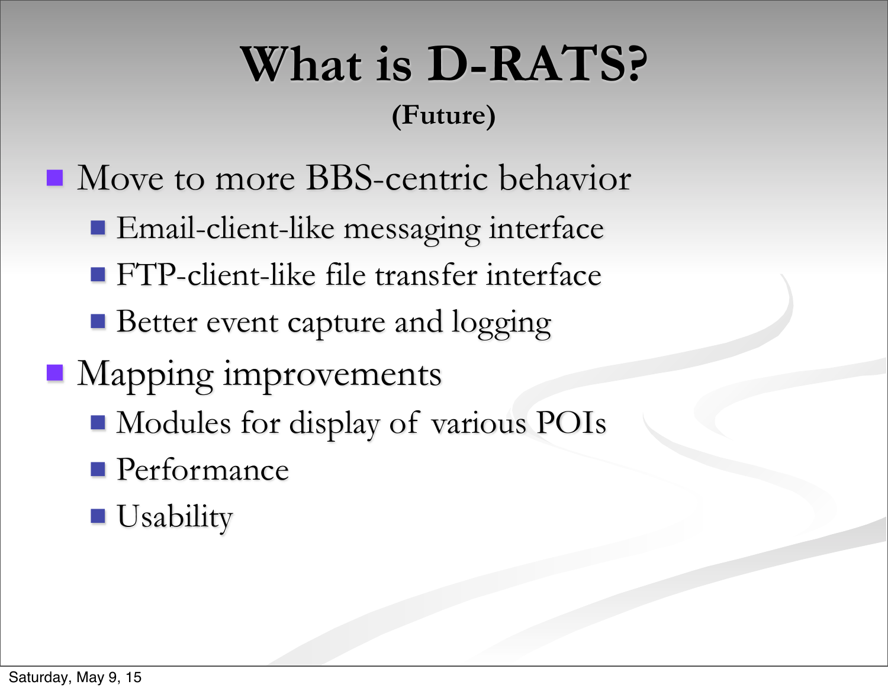# What is D-RATS?

**(Future)**

- Move to more BBS-centric behavior
  - Email-client-like messaging interface
  - FTP-client-like file transfer interface
  - Better event capture and logging
- Mapping improvements
  - Modules for display of various POIs
  - Performance
  - Usability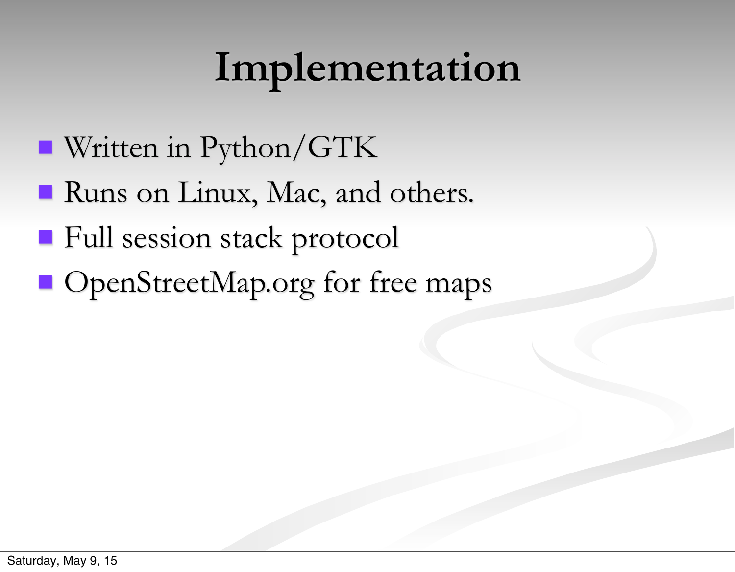# Implementation

- Written in Python/GTK
- Runs on Linux, Mac, and others.
- Full session stack protocol
- OpenStreetMap.org for free maps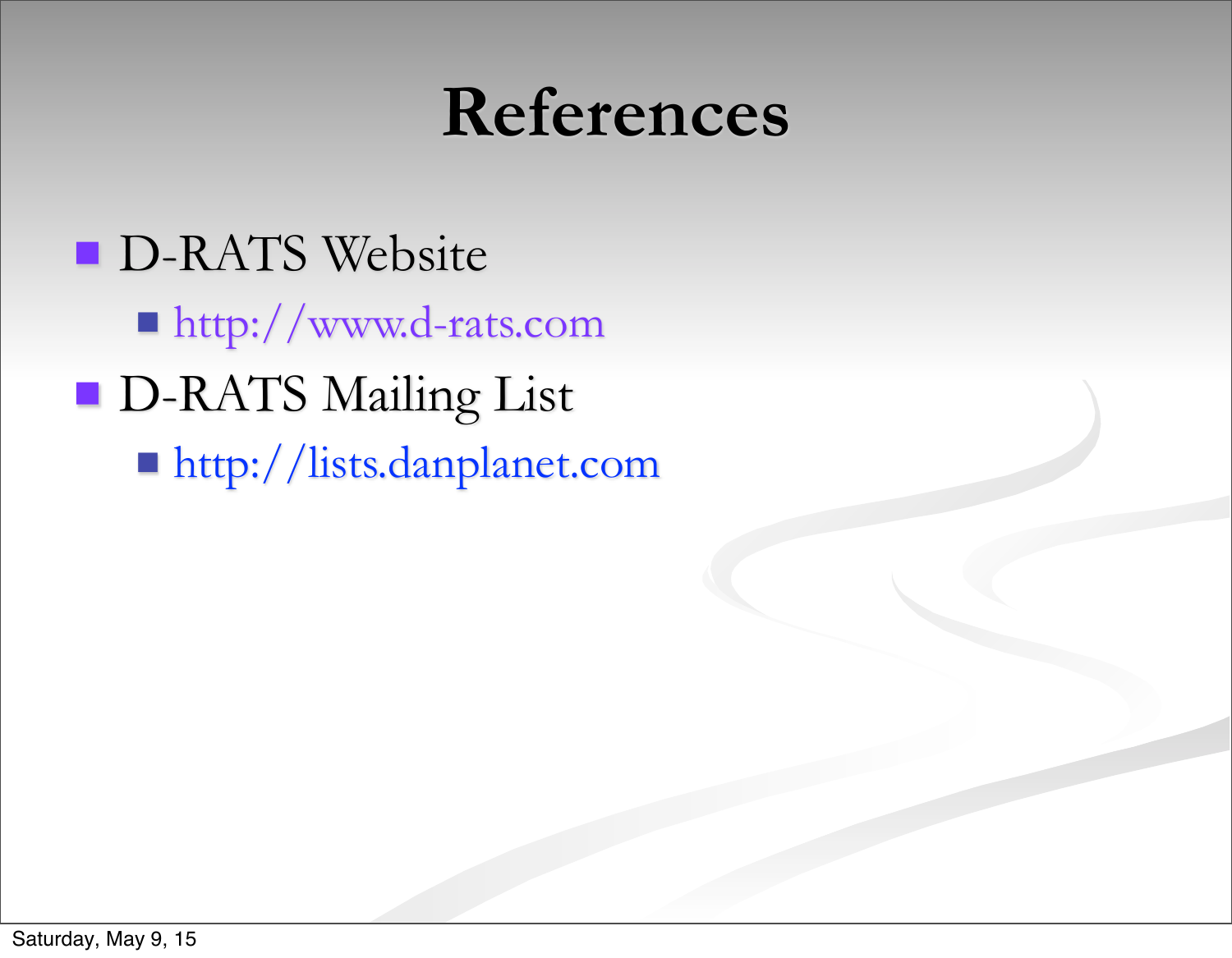# References

- D-RATS Website
  - http://www.d-rats.com
- D-RATS Mailing List
  - http://lists.danplanet.com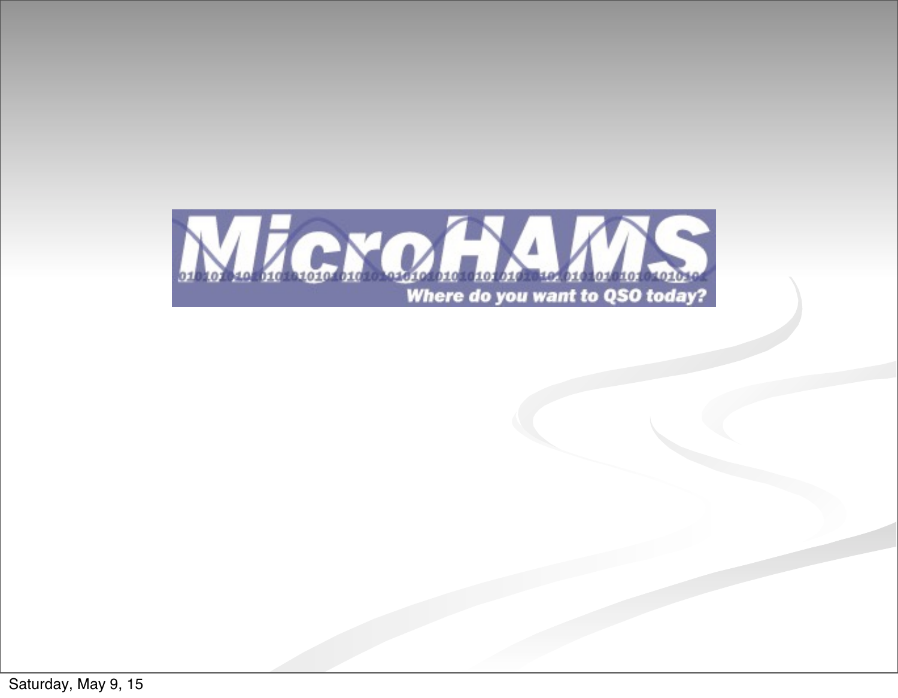MicroHAMS

Where do you want to QSO today?